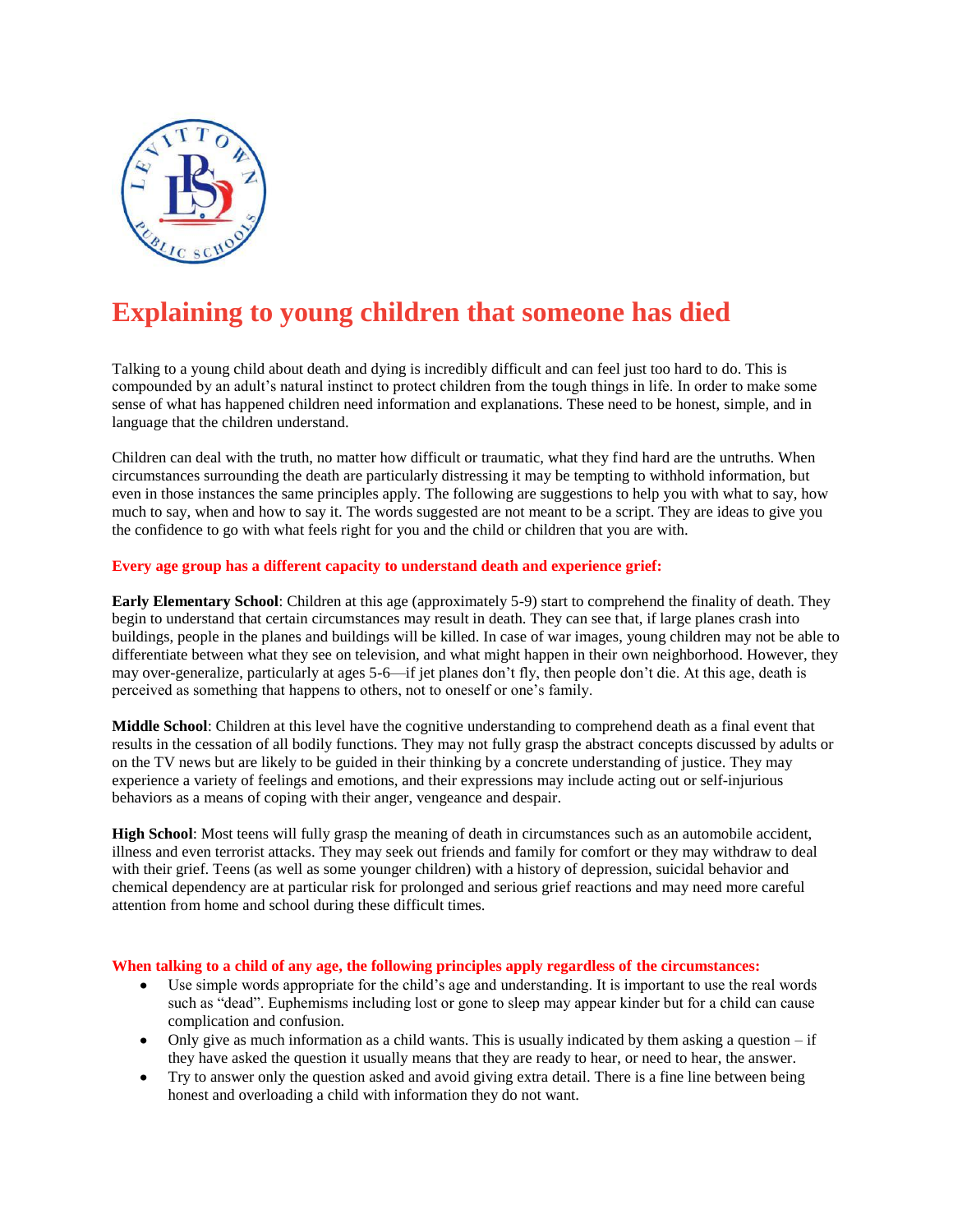# Explaining to young children that someone has died

Talking to a young child about death and dying is incredibly difficult and can feel just too hard to do. This is compounded by an adult's natural instinct to protect children from the tough things in life. In order to make some sense of what has happened children need information and explanations. These need to be honest, simple, and in language that the children understand.

Children can deal with the truth, no matter how difficult or traumatic, what they find hard are the untruths. When circumstances surrounding the death are particularly distressing it may be tempting to withhold information, but even in those instances the same principles apply. The following are suggestions to help you with what to say, how much to say, when and how to say it. The words suggested are not meant to be a script. They are ideas to give you the confidence to go with what feels right for you and the child or children that you are with.

**Every age group has a different capacity to understand death and experience grief:**

**Early Elementary School**: Children at this age (approximately 5-9) start to comprehend the finality of death. They begin to understand that certain circumstances may result in death. They can see that, if large planes crash into buildings, people in the planes and buildings will be killed. In case of war images, young children may not be able to differentiate between what they see on television, and what might happen in their own neighborhood. However, they may over-generalize, particularly at ages 5-6—if jet planes don't fly, then people don't die. At this age, death is perceived as something that happens to others, not to oneself or one's family.

**Middle School**: Children at this level have the cognitive understanding to comprehend death as a final event that results in the cessation of all bodily functions. They may not fully grasp the abstract concepts discussed by adults or on the TV news but are likely to be guided in their thinking by a concrete understanding of justice. They may experience a variety of feelings and emotions, and their expressions may include acting out or self-injurious behaviors as a means of coping with their anger, vengeance and despair.

**High School**: Most teens will fully grasp the meaning of death in circumstances such as an automobile accident, illness and even terrorist attacks. They may seek out friends and family for comfort or they may withdraw to deal with their grief. Teens (as well as some younger children) with a history of depression, suicidal behavior and chemical dependency are at particular risk for prolonged and serious grief reactions and may need more careful attention from home and school during these difficult times.

**When talking to a child of any age, the following principles apply regardless of the circumstances:**

- Use simple words appropriate for the child's age and understanding. It is important to use the real words such as "dead". Euphemisms including lost or gone to sleep may appear kinder but for a child can cause complication and confusion.
- Only give as much information as a child wants. This is usually indicated by them asking a question – if they have asked the question it usually means that they are ready to hear, or need to hear, the answer.
- Try to answer only the question asked and avoid giving extra detail. There is a fine line between being honest and overloading a child with information they do not want.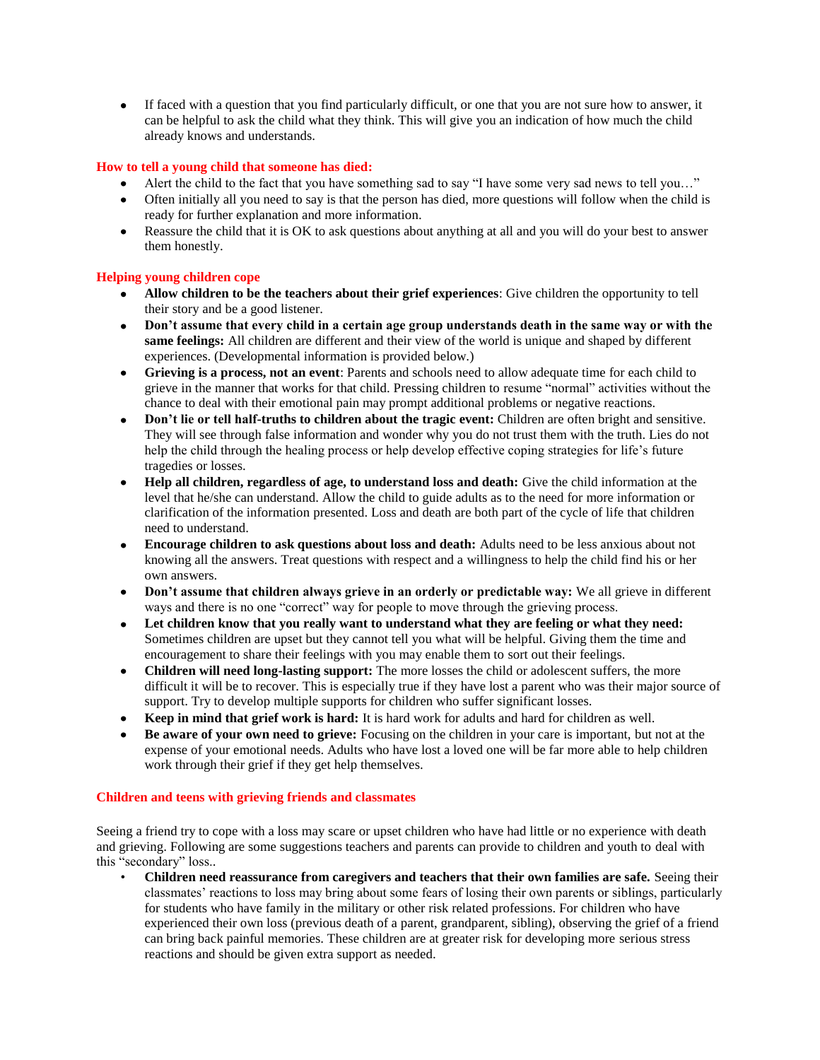- If faced with a question that you find particularly difficult, or one that you are not sure how to answer, it can be helpful to ask the child what they think. This will give you an indication of how much the child already knows and understands.

### How to tell a young child that someone has died:

- Alert the child to the fact that you have something sad to say "I have some very sad news to tell you…"
- Often initially all you need to say is that the person has died, more questions will follow when the child is ready for further explanation and more information.
- Reassure the child that it is OK to ask questions about anything at all and you will do your best to answer them honestly.

### Helping young children cope

- **Allow children to be the teachers about their grief experiences**: Give children the opportunity to tell their story and be a good listener.
- **Don't assume that every child in a certain age group understands death in the same way or with the same feelings:** All children are different and their view of the world is unique and shaped by different experiences. (Developmental information is provided below.)
- **Grieving is a process, not an event**: Parents and schools need to allow adequate time for each child to grieve in the manner that works for that child. Pressing children to resume "normal" activities without the chance to deal with their emotional pain may prompt additional problems or negative reactions.
- **Don't lie or tell half-truths to children about the tragic event:** Children are often bright and sensitive. They will see through false information and wonder why you do not trust them with the truth. Lies do not help the child through the healing process or help develop effective coping strategies for life's future tragedies or losses.
- **Help all children, regardless of age, to understand loss and death:** Give the child information at the level that he/she can understand. Allow the child to guide adults as to the need for more information or clarification of the information presented. Loss and death are both part of the cycle of life that children need to understand.
- **Encourage children to ask questions about loss and death:** Adults need to be less anxious about not knowing all the answers. Treat questions with respect and a willingness to help the child find his or her own answers.
- **Don't assume that children always grieve in an orderly or predictable way:** We all grieve in different ways and there is no one "correct" way for people to move through the grieving process.
- **Let children know that you really want to understand what they are feeling or what they need:** Sometimes children are upset but they cannot tell you what will be helpful. Giving them the time and encouragement to share their feelings with you may enable them to sort out their feelings.
- **Children will need long-lasting support:** The more losses the child or adolescent suffers, the more difficult it will be to recover. This is especially true if they have lost a parent who was their major source of support. Try to develop multiple supports for children who suffer significant losses.
- **Keep in mind that grief work is hard:** It is hard work for adults and hard for children as well.
- **Be aware of your own need to grieve:** Focusing on the children in your care is important, but not at the expense of your emotional needs. Adults who have lost a loved one will be far more able to help children work through their grief if they get help themselves.

### Children and teens with grieving friends and classmates

Seeing a friend try to cope with a loss may scare or upset children who have had little or no experience with death and grieving. Following are some suggestions teachers and parents can provide to children and youth to deal with this "secondary" loss..

- **Children need reassurance from caregivers and teachers that their own families are safe.** Seeing their classmates' reactions to loss may bring about some fears of losing their own parents or siblings, particularly for students who have family in the military or other risk related professions. For children who have experienced their own loss (previous death of a parent, grandparent, sibling), observing the grief of a friend can bring back painful memories. These children are at greater risk for developing more serious stress reactions and should be given extra support as needed.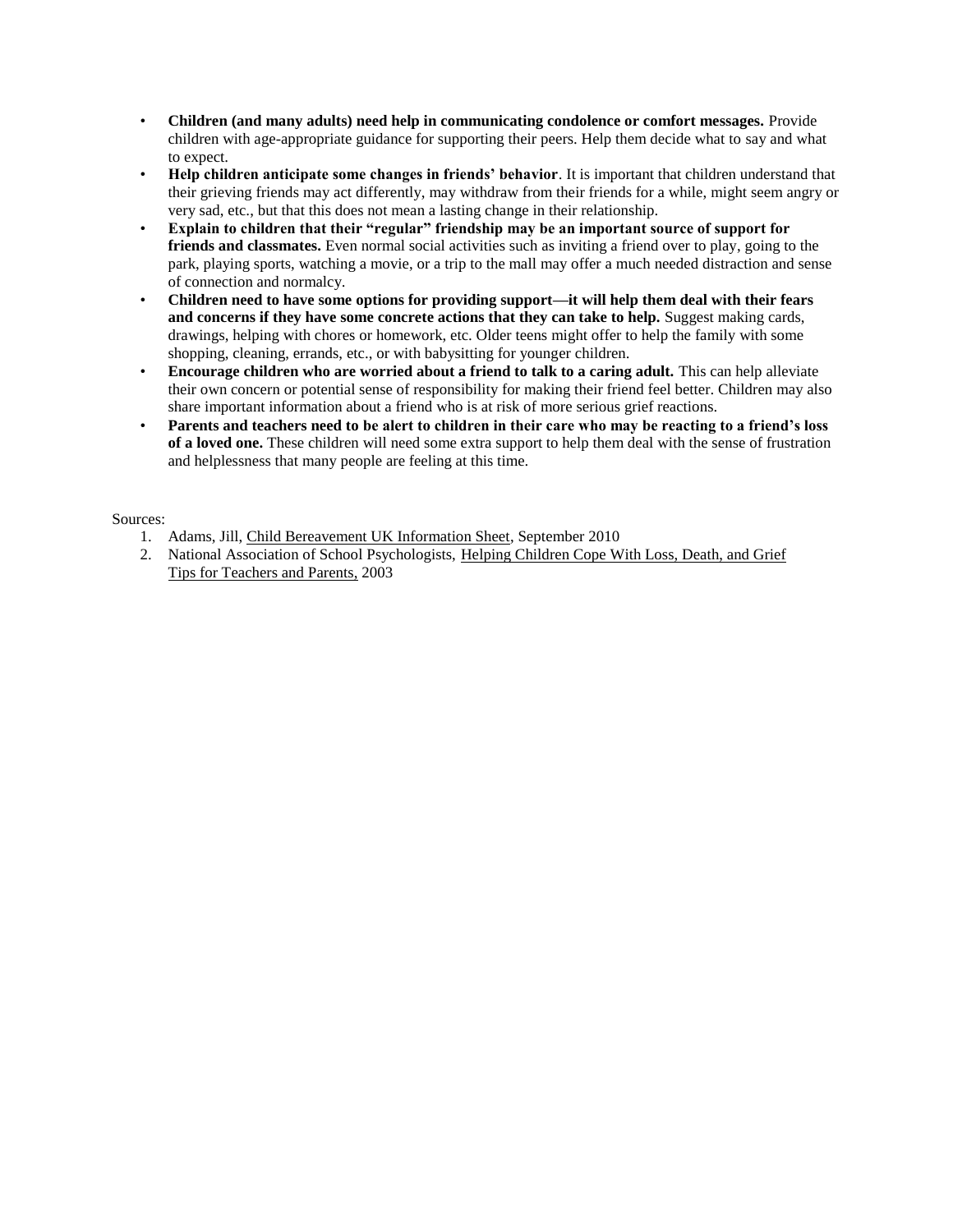- **Children (and many adults) need help in communicating condolence or comfort messages.** Provide children with age-appropriate guidance for supporting their peers. Help them decide what to say and what to expect.
- **Help children anticipate some changes in friends' behavior**. It is important that children understand that their grieving friends may act differently, may withdraw from their friends for a while, might seem angry or very sad, etc., but that this does not mean a lasting change in their relationship.
- **Explain to children that their "regular" friendship may be an important source of support for friends and classmates.** Even normal social activities such as inviting a friend over to play, going to the park, playing sports, watching a movie, or a trip to the mall may offer a much needed distraction and sense of connection and normalcy.
- **Children need to have some options for providing support—it will help them deal with their fears and concerns if they have some concrete actions that they can take to help.** Suggest making cards, drawings, helping with chores or homework, etc. Older teens might offer to help the family with some shopping, cleaning, errands, etc., or with babysitting for younger children.
- **Encourage children who are worried about a friend to talk to a caring adult.** This can help alleviate their own concern or potential sense of responsibility for making their friend feel better. Children may also share important information about a friend who is at risk of more serious grief reactions.
- **Parents and teachers need to be alert to children in their care who may be reacting to a friend's loss of a loved one.** These children will need some extra support to help them deal with the sense of frustration and helplessness that many people are feeling at this time.

Sources:

1. Adams, Jill, Child Bereavement UK Information Sheet, September 2010
2. National Association of School Psychologists, Helping Children Cope With Loss, Death, and Grief Tips for Teachers and Parents, 2003